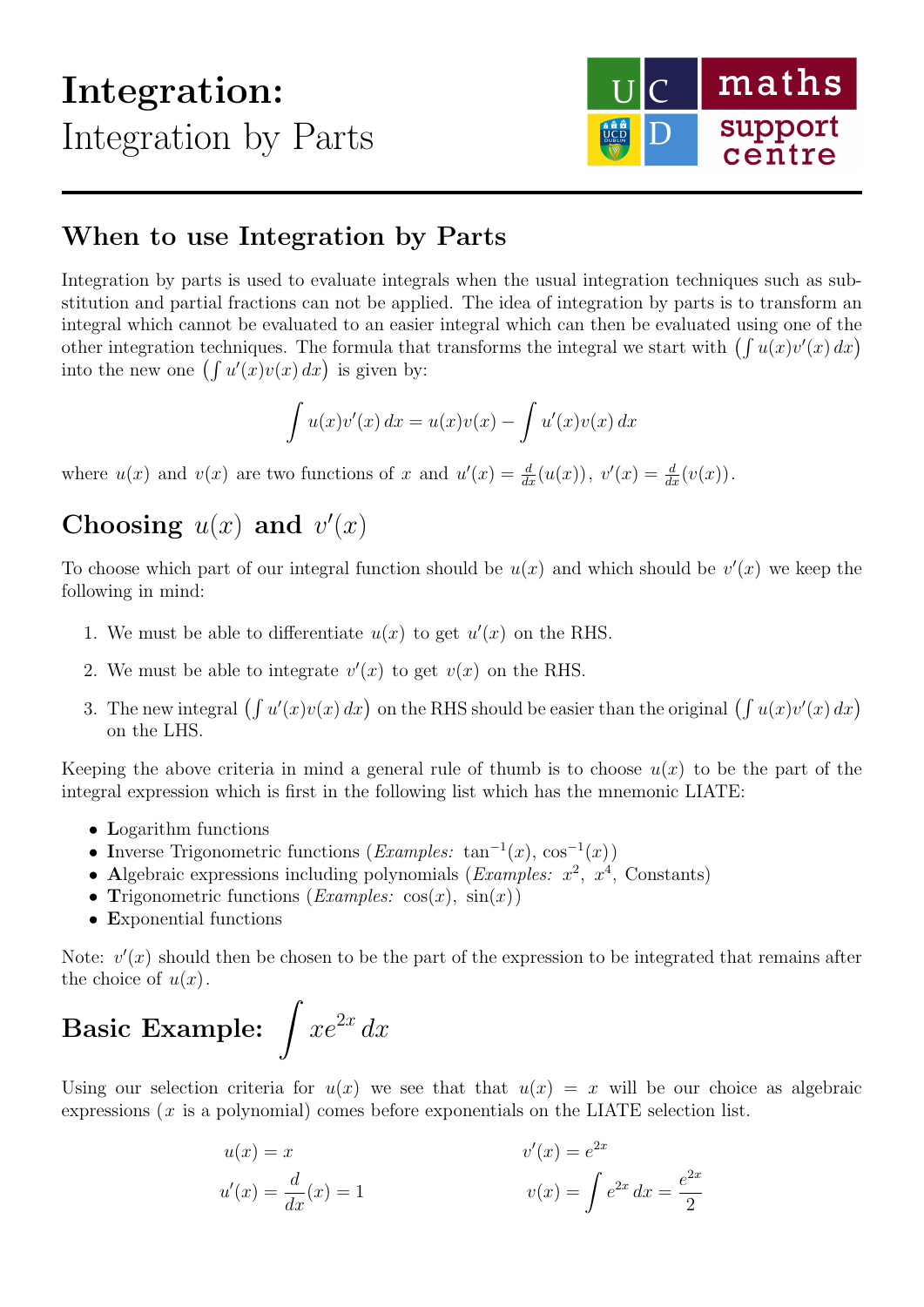# Integration:

Integration by Parts

## When to use Integration by Parts

Integration by parts is used to evaluate integrals when the usual integration techniques such as substitution and partial fractions can not be applied. The idea of integration by parts is to transform an integral which cannot be evaluated to an easier integral which can then be evaluated using one of the other integration techniques. The formula that transforms the integral we start with $\left(\int u(x)v'(x)\,dx\right)$ into the new one $\left(\int u'(x)v(x)\,dx\right)$ is given by:

$$\int u(x)v'(x)\,dx = u(x)v(x) - \int u'(x)v(x)\,dx$$

where $u(x)$ and $v(x)$ are two functions of $x$ and $u'(x) = \frac{d}{dx}(u(x))$, $v'(x) = \frac{d}{dx}(v(x))$.

## Choosing $u(x)$ and $v'(x)$

To choose which part of our integral function should be $u(x)$ and which should be $v'(x)$ we keep the following in mind:

1. We must be able to differentiate $u(x)$ to get $u'(x)$ on the RHS.
2. We must be able to integrate $v'(x)$ to get $v(x)$ on the RHS.
3. The new integral $\left(\int u'(x)v(x)\,dx\right)$ on the RHS should be easier than the original $\left(\int u(x)v'(x)\,dx\right)$ on the LHS.

Keeping the above criteria in mind a general rule of thumb is to choose $u(x)$ to be the part of the integral expression which is first in the following list which has the mnemonic LIATE:

- **L**ogarithm functions
- **I**nverse Trigonometric functions (*Examples:* $\tan^{-1}(x)$, $\cos^{-1}(x)$)
- **A**lgebraic expressions including polynomials (*Examples:* $x^2$, $x^4$, Constants)
- **T**rigonometric functions (*Examples:* $\cos(x)$, $\sin(x)$)
- **E**xponential functions

Note: $v'(x)$ should then be chosen to be the part of the expression to be integrated that remains after the choice of $u(x)$.

## Basic Example: $\int xe^{2x}\,dx$

Using our selection criteria for $u(x)$ we see that that $u(x) = x$ will be our choice as algebraic expressions ($x$ is a polynomial) comes before exponentials on the LIATE selection list.

$$u(x) = x \qquad\qquad v'(x) = e^{2x}$$

$$u'(x) = \frac{d}{dx}(x) = 1 \qquad\qquad v(x) = \int e^{2x}\,dx = \frac{e^{2x}}{2}$$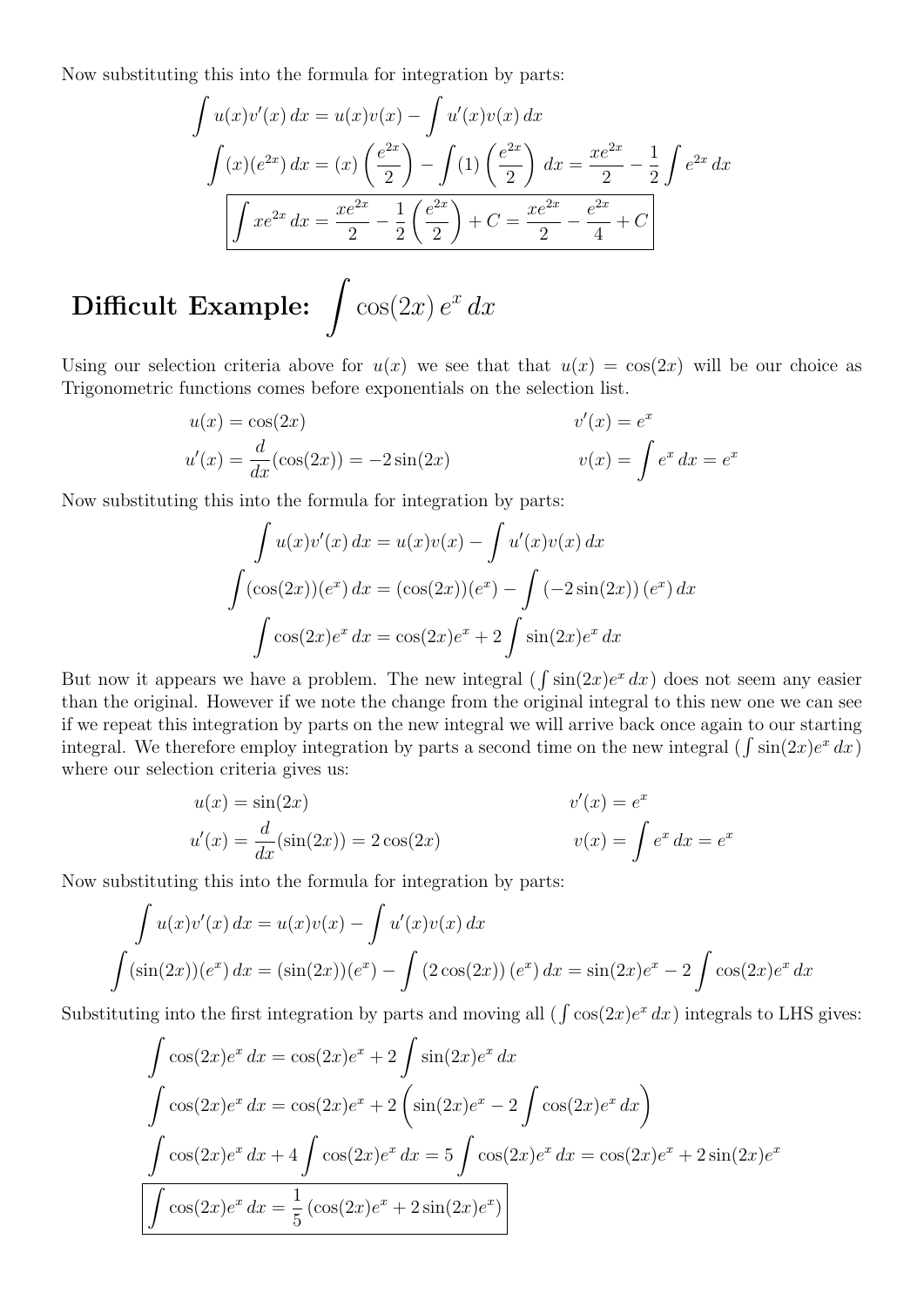Now substituting this into the formula for integration by parts:

$$\int u(x)v'(x)\,dx = u(x)v(x) - \int u'(x)v(x)\,dx$$

$$\int (x)(e^{2x})\,dx = (x)\left(\frac{e^{2x}}{2}\right) - \int (1)\left(\frac{e^{2x}}{2}\right)\,dx = \frac{xe^{2x}}{2} - \frac{1}{2}\int e^{2x}\,dx$$

$$\boxed{\int xe^{2x}\,dx = \frac{xe^{2x}}{2} - \frac{1}{2}\left(\frac{e^{2x}}{2}\right) + C = \frac{xe^{2x}}{2} - \frac{e^{2x}}{4} + C}$$

## Difficult Example: $\int \cos(2x)\,e^x\,dx$

Using our selection criteria above for $u(x)$ we see that that $u(x) = \cos(2x)$ will be our choice as Trigonometric functions comes before exponentials on the selection list.

$$u(x) = \cos(2x) \qquad\qquad v'(x) = e^x$$

$$u'(x) = \frac{d}{dx}(\cos(2x)) = -2\sin(2x) \qquad\qquad v(x) = \int e^x\,dx = e^x$$

Now substituting this into the formula for integration by parts:

$$\int u(x)v'(x)\,dx = u(x)v(x) - \int u'(x)v(x)\,dx$$

$$\int (\cos(2x))(e^x)\,dx = (\cos(2x))(e^x) - \int \left(-2\sin(2x)\right)(e^x)\,dx$$

$$\int \cos(2x)e^x\,dx = \cos(2x)e^x + 2\int \sin(2x)e^x\,dx$$

But now it appears we have a problem. The new integral ($\int \sin(2x)e^x\,dx$) does not seem any easier than the original. However if we note the change from the original integral to this new one we can see if we repeat this integration by parts on the new integral we will arrive back once again to our starting integral. We therefore employ integration by parts a second time on the new integral ($\int \sin(2x)e^x\,dx$) where our selection criteria gives us:

$$u(x) = \sin(2x) \qquad\qquad v'(x) = e^x$$

$$u'(x) = \frac{d}{dx}(\sin(2x)) = 2\cos(2x) \qquad\qquad v(x) = \int e^x\,dx = e^x$$

Now substituting this into the formula for integration by parts:

$$\int u(x)v'(x)\,dx = u(x)v(x) - \int u'(x)v(x)\,dx$$

$$\int (\sin(2x))(e^x)\,dx = (\sin(2x))(e^x) - \int \left(2\cos(2x)\right)(e^x)\,dx = \sin(2x)e^x - 2\int \cos(2x)e^x\,dx$$

Substituting into the first integration by parts and moving all ($\int \cos(2x)e^x\,dx$) integrals to LHS gives:

$$\int \cos(2x)e^x\,dx = \cos(2x)e^x + 2\int \sin(2x)e^x\,dx$$

$$\int \cos(2x)e^x\,dx = \cos(2x)e^x + 2\left(\sin(2x)e^x - 2\int \cos(2x)e^x\,dx\right)$$

$$\int \cos(2x)e^x\,dx + 4\int \cos(2x)e^x\,dx = 5\int \cos(2x)e^x\,dx = \cos(2x)e^x + 2\sin(2x)e^x$$

$$\boxed{\int \cos(2x)e^x\,dx = \frac{1}{5}\left(\cos(2x)e^x + 2\sin(2x)e^x\right)}$$